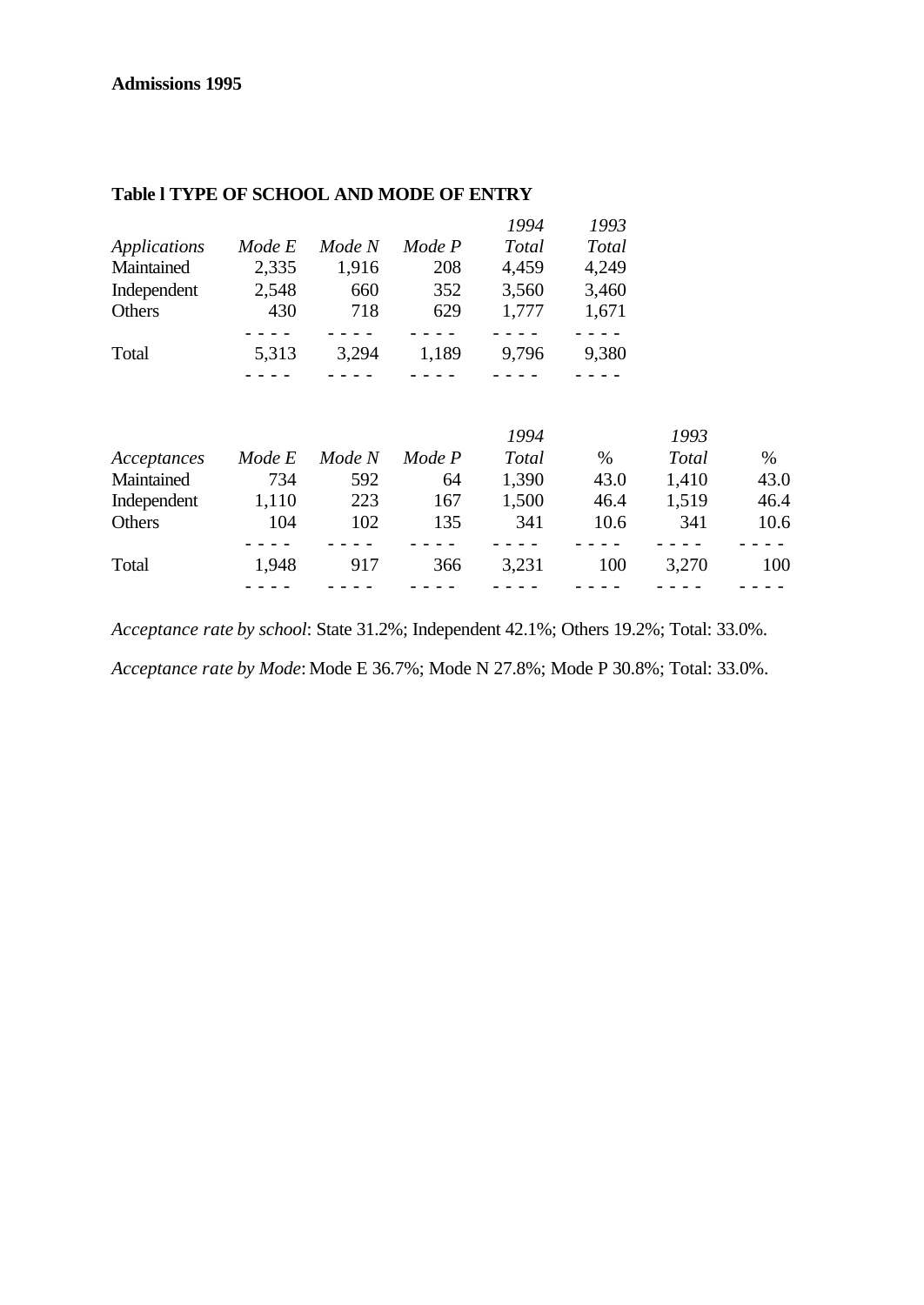**Admissions 1995**

**Table l TYPE OF SCHOOL AND MODE OF ENTRY**

| *Applications* | *Mode E* | *Mode N* | *Mode P* | *1994 Total* | *1993 Total* |
|---|---|---|---|---|---|
| Maintained | 2,335 | 1,916 | 208 | 4,459 | 4,249 |
| Independent | 2,548 | 660 | 352 | 3,560 | 3,460 |
| Others | 430 | 718 | 629 | 1,777 | 1,671 |
| Total | 5,313 | 3,294 | 1,189 | 9,796 | 9,380 |

| *Acceptances* | *Mode E* | *Mode N* | *Mode P* | *1994 Total* | % | *1993 Total* | % |
|---|---|---|---|---|---|---|---|
| Maintained | 734 | 592 | 64 | 1,390 | 43.0 | 1,410 | 43.0 |
| Independent | 1,110 | 223 | 167 | 1,500 | 46.4 | 1,519 | 46.4 |
| Others | 104 | 102 | 135 | 341 | 10.6 | 341 | 10.6 |
| Total | 1,948 | 917 | 366 | 3,231 | 100 | 3,270 | 100 |

*Acceptance rate by school*: State 31.2%; Independent 42.1%; Others 19.2%; Total: 33.0%.

*Acceptance rate by Mode*: Mode E 36.7%; Mode N 27.8%; Mode P 30.8%; Total: 33.0%.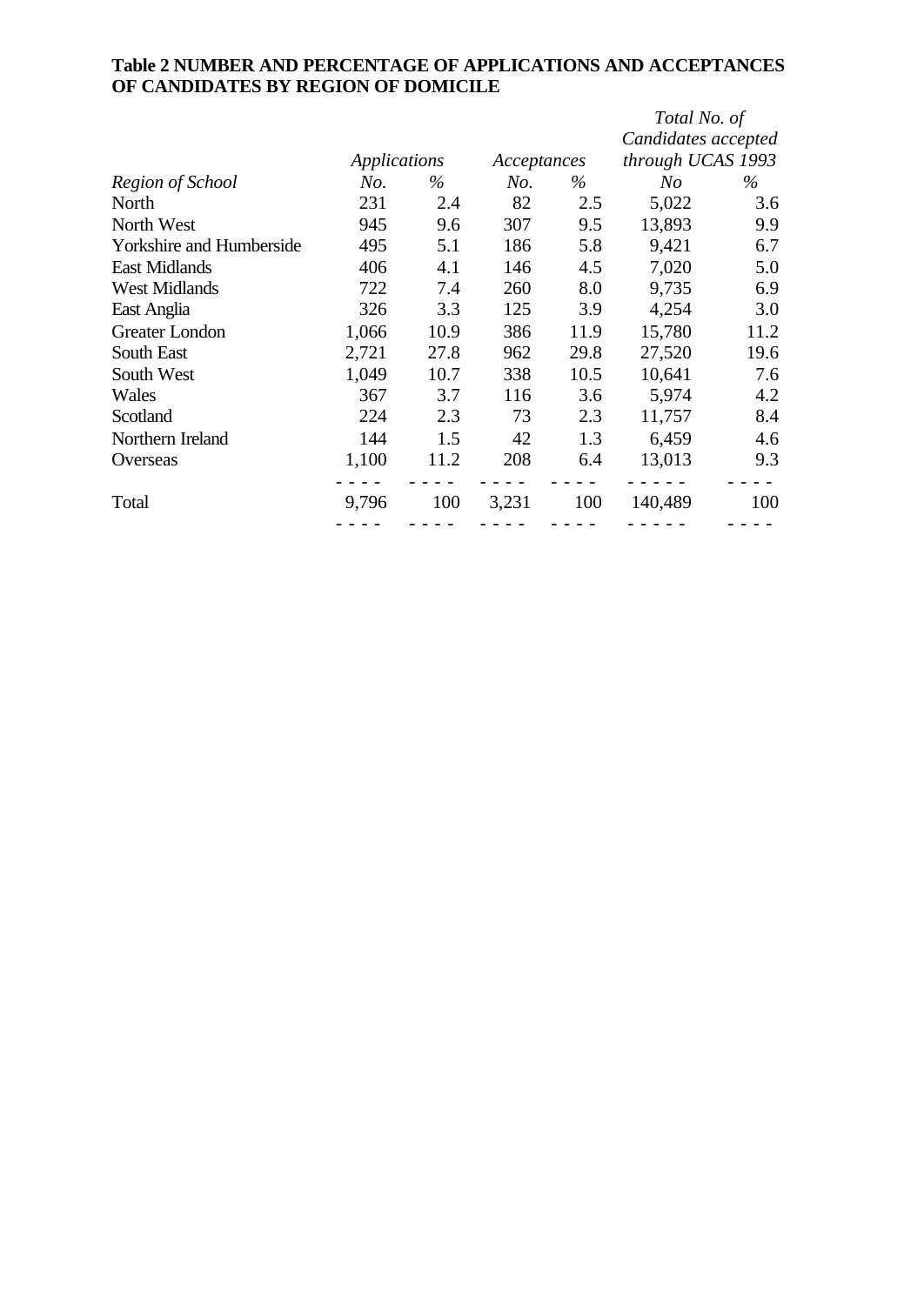**Table 2 NUMBER AND PERCENTAGE OF APPLICATIONS AND ACCEPTANCES OF CANDIDATES BY REGION OF DOMICILE**

| | *Applications* | | *Acceptances* | | *Total No. of Candidates accepted through UCAS 1993* | |
|---|---|---|---|---|---|---|
| *Region of School* | *No.* | *%* | *No.* | *%* | *No* | *%* |
| North | 231 | 2.4 | 82 | 2.5 | 5,022 | 3.6 |
| North West | 945 | 9.6 | 307 | 9.5 | 13,893 | 9.9 |
| Yorkshire and Humberside | 495 | 5.1 | 186 | 5.8 | 9,421 | 6.7 |
| East Midlands | 406 | 4.1 | 146 | 4.5 | 7,020 | 5.0 |
| West Midlands | 722 | 7.4 | 260 | 8.0 | 9,735 | 6.9 |
| East Anglia | 326 | 3.3 | 125 | 3.9 | 4,254 | 3.0 |
| Greater London | 1,066 | 10.9 | 386 | 11.9 | 15,780 | 11.2 |
| South East | 2,721 | 27.8 | 962 | 29.8 | 27,520 | 19.6 |
| South West | 1,049 | 10.7 | 338 | 10.5 | 10,641 | 7.6 |
| Wales | 367 | 3.7 | 116 | 3.6 | 5,974 | 4.2 |
| Scotland | 224 | 2.3 | 73 | 2.3 | 11,757 | 8.4 |
| Northern Ireland | 144 | 1.5 | 42 | 1.3 | 6,459 | 4.6 |
| Overseas | 1,100 | 11.2 | 208 | 6.4 | 13,013 | 9.3 |
| Total | 9,796 | 100 | 3,231 | 100 | 140,489 | 100 |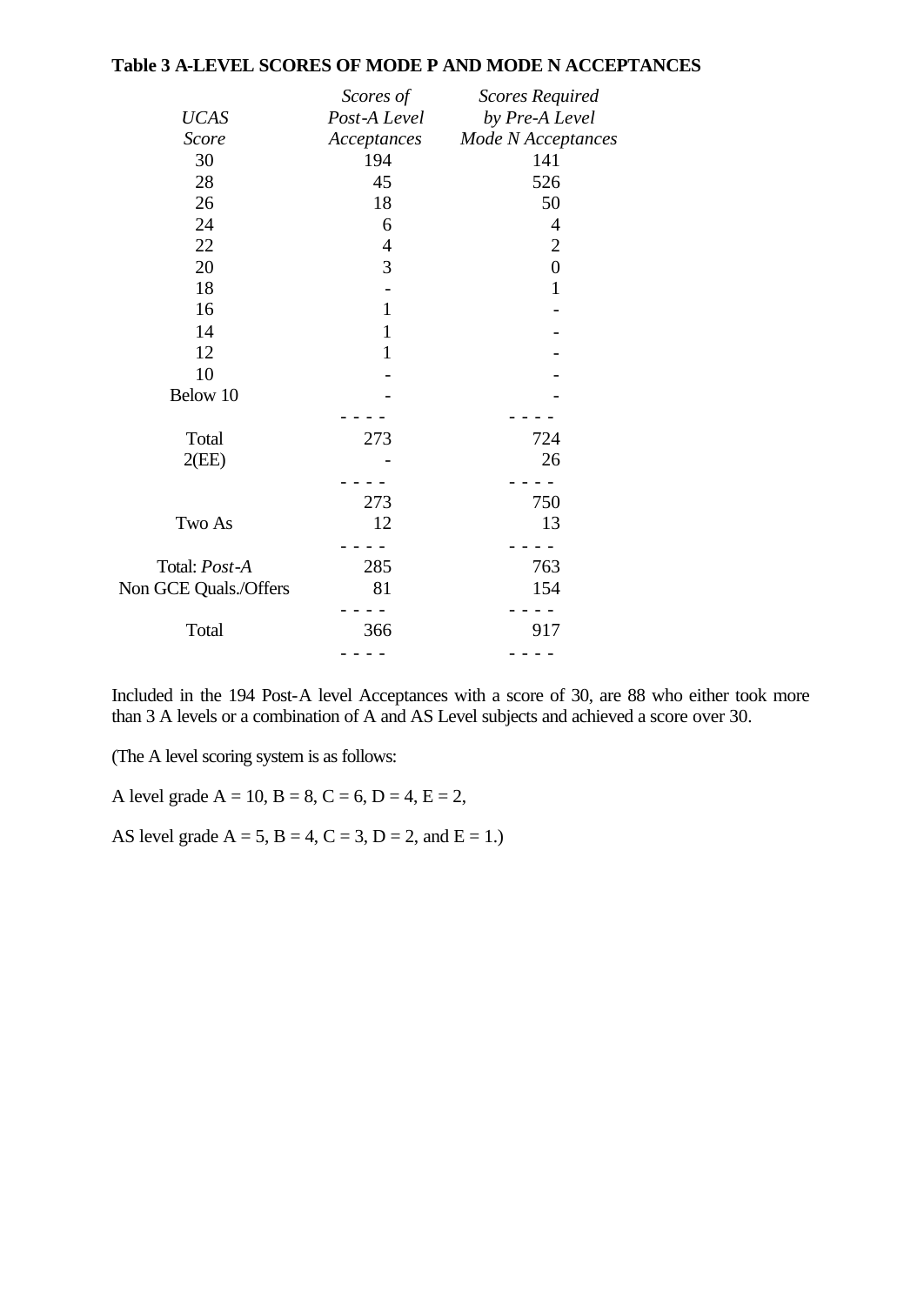**Table 3 A-LEVEL SCORES OF MODE P AND MODE N ACCEPTANCES**

| *UCAS Score* | *Scores of Post-A Level Acceptances* | *Scores Required by Pre-A Level Mode N Acceptances* |
|---|---|---|
| 30 | 194 | 141 |
| 28 | 45 | 526 |
| 26 | 18 | 50 |
| 24 | 6 | 4 |
| 22 | 4 | 2 |
| 20 | 3 | 0 |
| 18 | - | 1 |
| 16 | 1 | - |
| 14 | 1 | - |
| 12 | 1 | - |
| 10 | - | - |
| Below 10 | - | - |
| Total | 273 | 724 |
| 2(EE) | - | 26 |
| | 273 | 750 |
| Two As | 12 | 13 |
| Total: *Post-A* | 285 | 763 |
| Non GCE Quals./Offers | 81 | 154 |
| Total | 366 | 917 |

Included in the 194 Post-A level Acceptances with a score of 30, are 88 who either took more than 3 A levels or a combination of A and AS Level subjects and achieved a score over 30.

(The A level scoring system is as follows:

A level grade A = 10, B = 8, C = 6, D = 4, E = 2,

AS level grade A = 5, B = 4, C = 3, D = 2, and E = 1.)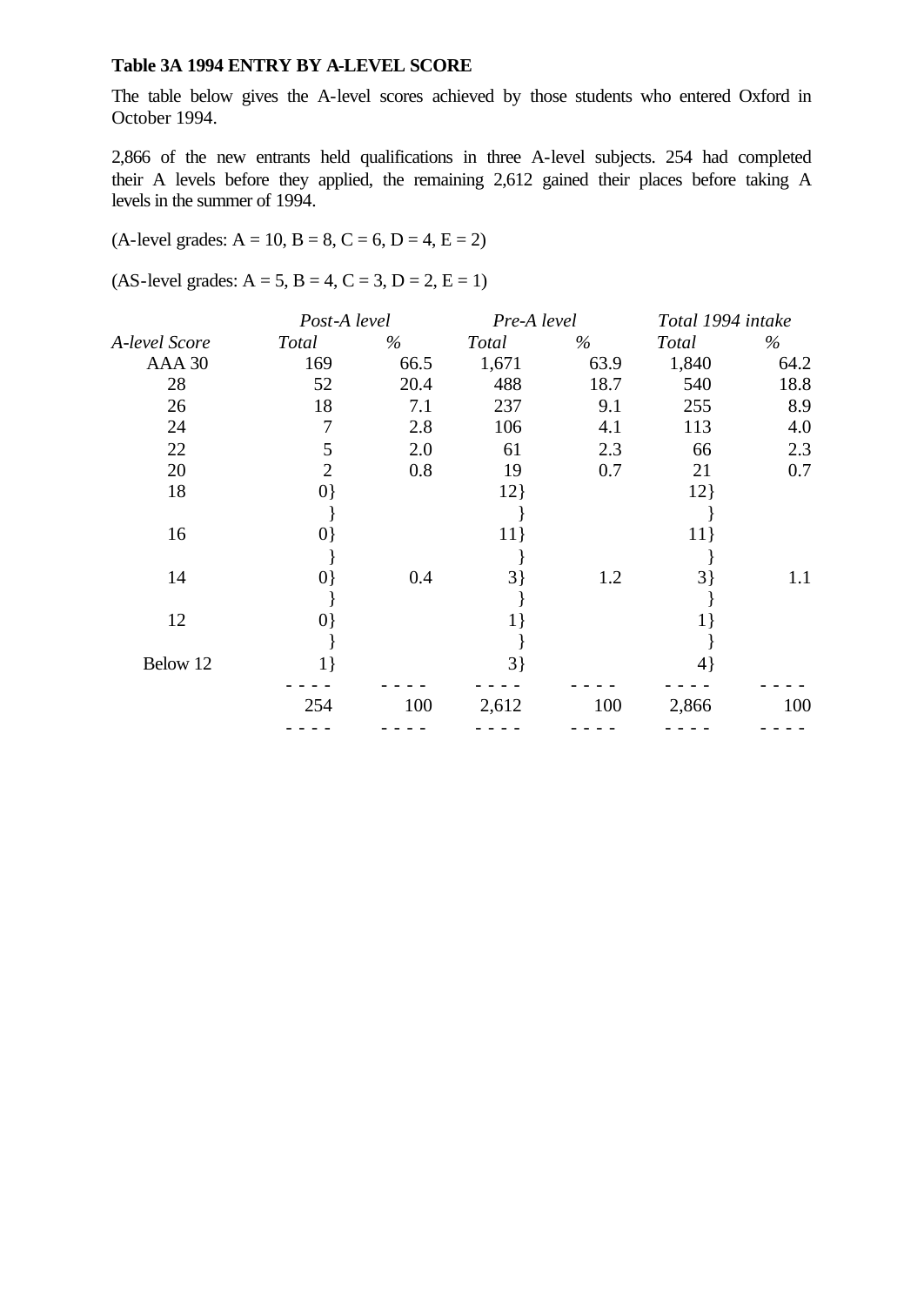**Table 3A 1994 ENTRY BY A-LEVEL SCORE**

The table below gives the A-level scores achieved by those students who entered Oxford in October 1994.

2,866 of the new entrants held qualifications in three A-level subjects. 254 had completed their A levels before they applied, the remaining 2,612 gained their places before taking A levels in the summer of 1994.

(A-level grades: A = 10, B = 8, C = 6, D = 4, E = 2)

(AS-level grades: A = 5, B = 4, C = 3, D = 2, E = 1)

| | *Post-A level* | | *Pre-A level* | | *Total 1994 intake* | |
|---|---|---|---|---|---|---|
| *A-level Score* | *Total* | *%* | *Total* | *%* | *Total* | *%* |
| AAA 30 | 169 | 66.5 | 1,671 | 63.9 | 1,840 | 64.2 |
| 28 | 52 | 20.4 | 488 | 18.7 | 540 | 18.8 |
| 26 | 18 | 7.1 | 237 | 9.1 | 255 | 8.9 |
| 24 | 7 | 2.8 | 106 | 4.1 | 113 | 4.0 |
| 22 | 5 | 2.0 | 61 | 2.3 | 66 | 2.3 |
| 20 | 2 | 0.8 | 19 | 0.7 | 21 | 0.7 |
| 18 | 0} | | 12} | | 12} | |
| 16 | 0} | | 11} | | 11} | |
| 14 | 0} | 0.4 | 3} | 1.2 | 3} | 1.1 |
| 12 | 0} | | 1} | | 1} | |
| Below 12 | 1} | | 3} | | 4} | |
| | 254 | 100 | 2,612 | 100 | 2,866 | 100 |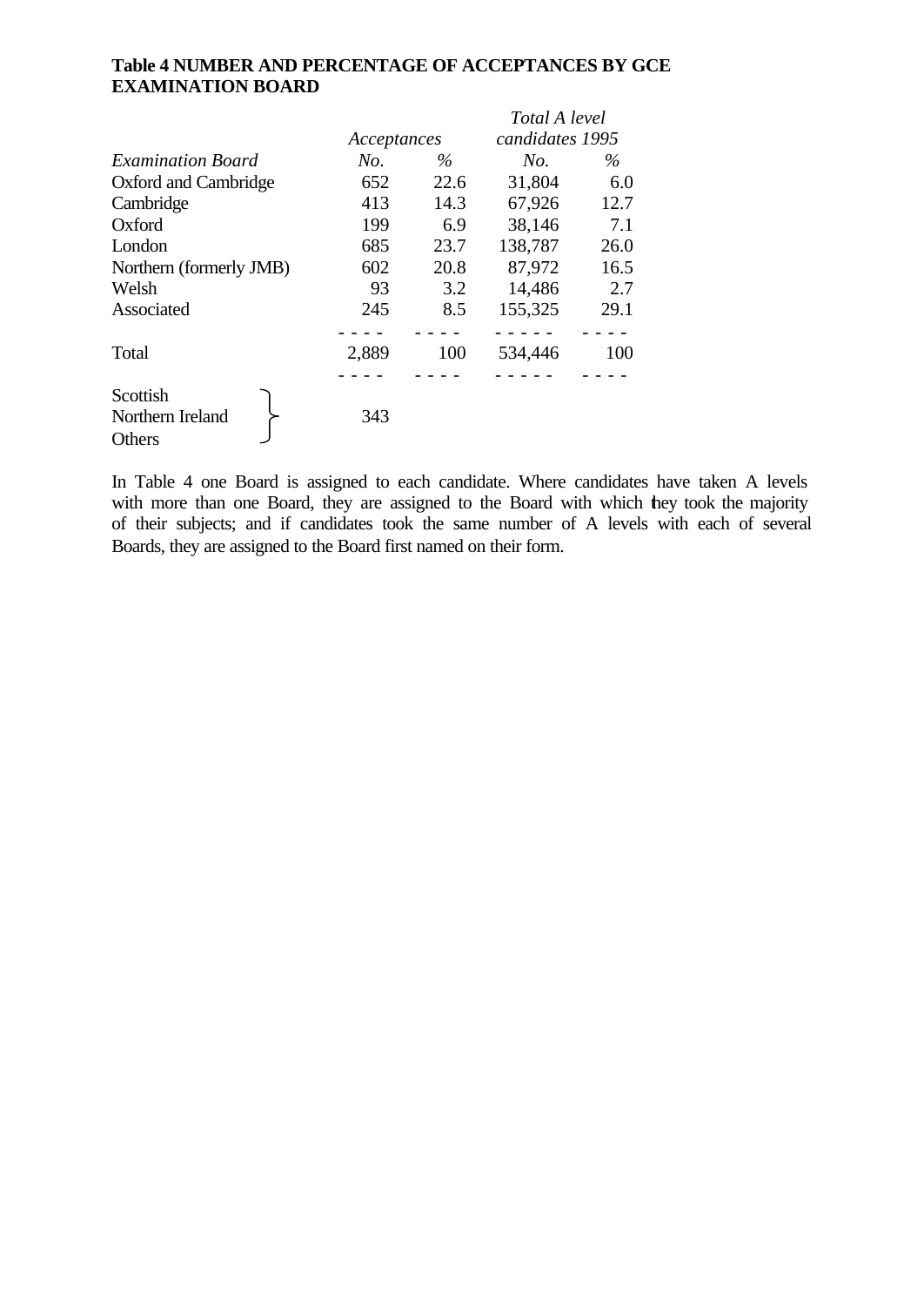**Table 4 NUMBER AND PERCENTAGE OF ACCEPTANCES BY GCE EXAMINATION BOARD**

| | *Acceptances* | | *Total A level candidates 1995* | |
|---|---|---|---|---|
| *Examination Board* | *No.* | *%* | *No.* | *%* |
| Oxford and Cambridge | 652 | 22.6 | 31,804 | 6.0 |
| Cambridge | 413 | 14.3 | 67,926 | 12.7 |
| Oxford | 199 | 6.9 | 38,146 | 7.1 |
| London | 685 | 23.7 | 138,787 | 26.0 |
| Northern (formerly JMB) | 602 | 20.8 | 87,972 | 16.5 |
| Welsh | 93 | 3.2 | 14,486 | 2.7 |
| Associated | 245 | 8.5 | 155,325 | 29.1 |
| Total | 2,889 | 100 | 534,446 | 100 |
| Scottish / Northern Ireland / Others | 343 | | | |

In Table 4 one Board is assigned to each candidate. Where candidates have taken A levels with more than one Board, they are assigned to the Board with which they took the majority of their subjects; and if candidates took the same number of A levels with each of several Boards, they are assigned to the Board first named on their form.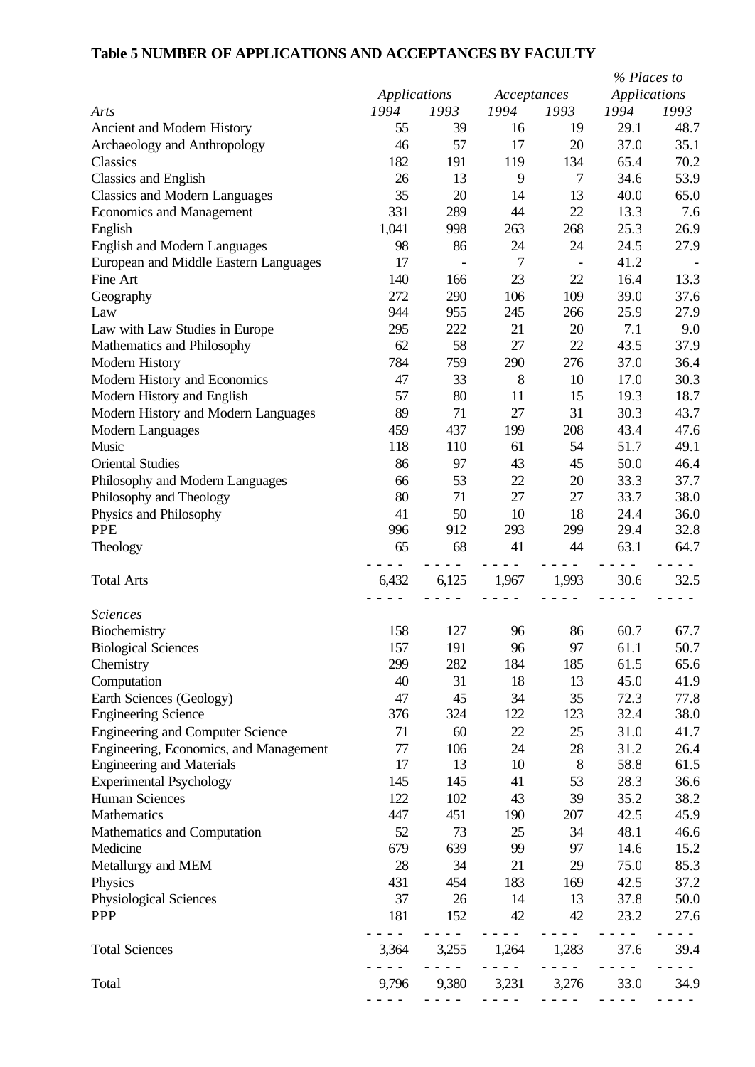**Table 5 NUMBER OF APPLICATIONS AND ACCEPTANCES BY FACULTY**

| | *Applications* | | *Acceptances* | | *% Places to Applications* | |
|---|---|---|---|---|---|---|
| *Arts* | *1994* | *1993* | *1994* | *1993* | *1994* | *1993* |
| Ancient and Modern History | 55 | 39 | 16 | 19 | 29.1 | 48.7 |
| Archaeology and Anthropology | 46 | 57 | 17 | 20 | 37.0 | 35.1 |
| Classics | 182 | 191 | 119 | 134 | 65.4 | 70.2 |
| Classics and English | 26 | 13 | 9 | 7 | 34.6 | 53.9 |
| Classics and Modern Languages | 35 | 20 | 14 | 13 | 40.0 | 65.0 |
| Economics and Management | 331 | 289 | 44 | 22 | 13.3 | 7.6 |
| English | 1,041 | 998 | 263 | 268 | 25.3 | 26.9 |
| English and Modern Languages | 98 | 86 | 24 | 24 | 24.5 | 27.9 |
| European and Middle Eastern Languages | 17 | - | 7 | - | 41.2 | - |
| Fine Art | 140 | 166 | 23 | 22 | 16.4 | 13.3 |
| Geography | 272 | 290 | 106 | 109 | 39.0 | 37.6 |
| Law | 944 | 955 | 245 | 266 | 25.9 | 27.9 |
| Law with Law Studies in Europe | 295 | 222 | 21 | 20 | 7.1 | 9.0 |
| Mathematics and Philosophy | 62 | 58 | 27 | 22 | 43.5 | 37.9 |
| Modern History | 784 | 759 | 290 | 276 | 37.0 | 36.4 |
| Modern History and Economics | 47 | 33 | 8 | 10 | 17.0 | 30.3 |
| Modern History and English | 57 | 80 | 11 | 15 | 19.3 | 18.7 |
| Modern History and Modern Languages | 89 | 71 | 27 | 31 | 30.3 | 43.7 |
| Modern Languages | 459 | 437 | 199 | 208 | 43.4 | 47.6 |
| Music | 118 | 110 | 61 | 54 | 51.7 | 49.1 |
| Oriental Studies | 86 | 97 | 43 | 45 | 50.0 | 46.4 |
| Philosophy and Modern Languages | 66 | 53 | 22 | 20 | 33.3 | 37.7 |
| Philosophy and Theology | 80 | 71 | 27 | 27 | 33.7 | 38.0 |
| Physics and Philosophy | 41 | 50 | 10 | 18 | 24.4 | 36.0 |
| PPE | 996 | 912 | 293 | 299 | 29.4 | 32.8 |
| Theology | 65 | 68 | 41 | 44 | 63.1 | 64.7 |
| Total Arts | 6,432 | 6,125 | 1,967 | 1,993 | 30.6 | 32.5 |
| *Sciences* | | | | | | |
| Biochemistry | 158 | 127 | 96 | 86 | 60.7 | 67.7 |
| Biological Sciences | 157 | 191 | 96 | 97 | 61.1 | 50.7 |
| Chemistry | 299 | 282 | 184 | 185 | 61.5 | 65.6 |
| Computation | 40 | 31 | 18 | 13 | 45.0 | 41.9 |
| Earth Sciences (Geology) | 47 | 45 | 34 | 35 | 72.3 | 77.8 |
| Engineering Science | 376 | 324 | 122 | 123 | 32.4 | 38.0 |
| Engineering and Computer Science | 71 | 60 | 22 | 25 | 31.0 | 41.7 |
| Engineering, Economics, and Management | 77 | 106 | 24 | 28 | 31.2 | 26.4 |
| Engineering and Materials | 17 | 13 | 10 | 8 | 58.8 | 61.5 |
| Experimental Psychology | 145 | 145 | 41 | 53 | 28.3 | 36.6 |
| Human Sciences | 122 | 102 | 43 | 39 | 35.2 | 38.2 |
| Mathematics | 447 | 451 | 190 | 207 | 42.5 | 45.9 |
| Mathematics and Computation | 52 | 73 | 25 | 34 | 48.1 | 46.6 |
| Medicine | 679 | 639 | 99 | 97 | 14.6 | 15.2 |
| Metallurgy and MEM | 28 | 34 | 21 | 29 | 75.0 | 85.3 |
| Physics | 431 | 454 | 183 | 169 | 42.5 | 37.2 |
| Physiological Sciences | 37 | 26 | 14 | 13 | 37.8 | 50.0 |
| PPP | 181 | 152 | 42 | 42 | 23.2 | 27.6 |
| Total Sciences | 3,364 | 3,255 | 1,264 | 1,283 | 37.6 | 39.4 |
| Total | 9,796 | 9,380 | 3,231 | 3,276 | 33.0 | 34.9 |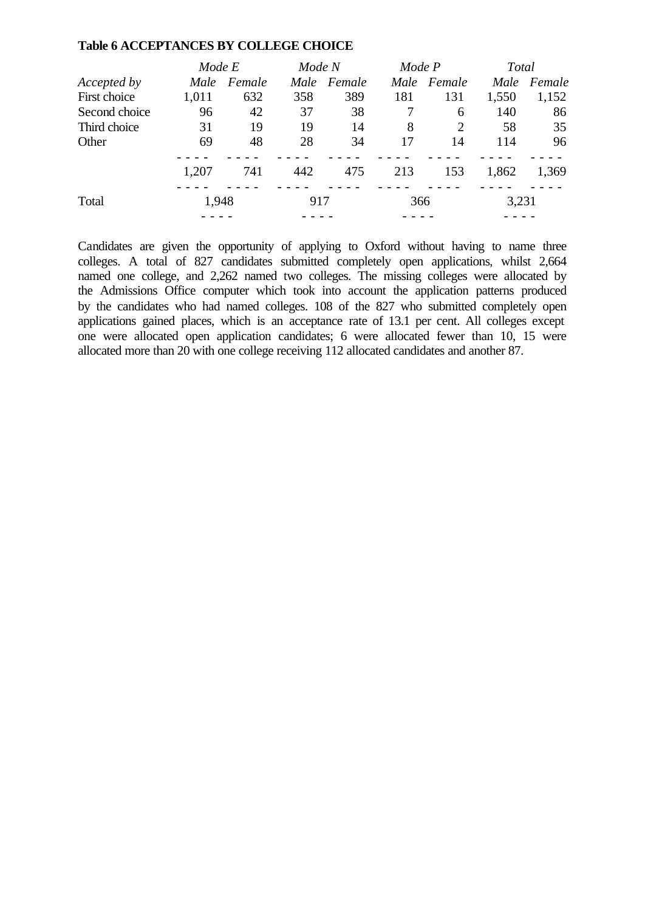**Table 6 ACCEPTANCES BY COLLEGE CHOICE**

| | *Mode E* | | *Mode N* | | *Mode P* | | *Total* | |
|---|---|---|---|---|---|---|---|---|
| *Accepted by* | *Male* | *Female* | *Male* | *Female* | *Male* | *Female* | *Male* | *Female* |
| First choice | 1,011 | 632 | 358 | 389 | 181 | 131 | 1,550 | 1,152 |
| Second choice | 96 | 42 | 37 | 38 | 7 | 6 | 140 | 86 |
| Third choice | 31 | 19 | 19 | 14 | 8 | 2 | 58 | 35 |
| Other | 69 | 48 | 28 | 34 | 17 | 14 | 114 | 96 |
| | 1,207 | 741 | 442 | 475 | 213 | 153 | 1,862 | 1,369 |
| Total | 1,948 | | 917 | | 366 | | 3,231 | |

Candidates are given the opportunity of applying to Oxford without having to name three colleges. A total of 827 candidates submitted completely open applications, whilst 2,664 named one college, and 2,262 named two colleges. The missing colleges were allocated by the Admissions Office computer which took into account the application patterns produced by the candidates who had named colleges. 108 of the 827 who submitted completely open applications gained places, which is an acceptance rate of 13.1 per cent. All colleges except one were allocated open application candidates; 6 were allocated fewer than 10, 15 were allocated more than 20 with one college receiving 112 allocated candidates and another 87.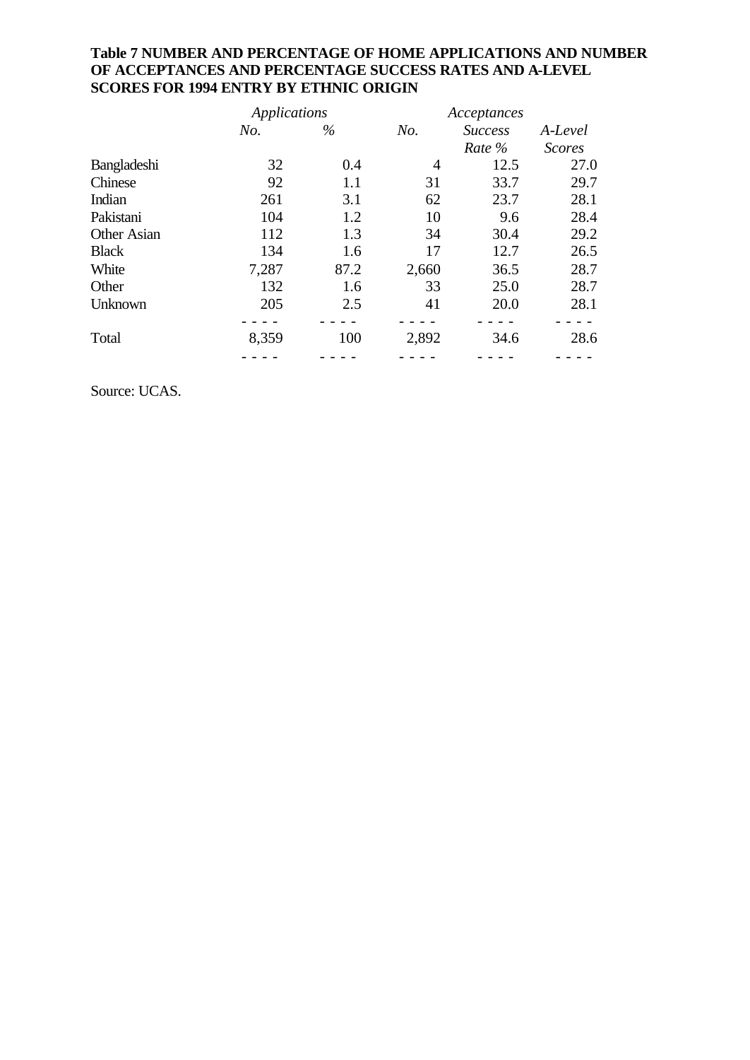**Table 7 NUMBER AND PERCENTAGE OF HOME APPLICATIONS AND NUMBER OF ACCEPTANCES AND PERCENTAGE SUCCESS RATES AND A-LEVEL SCORES FOR 1994 ENTRY BY ETHNIC ORIGIN**

| | *Applications* | | *Acceptances* | | |
|---|---|---|---|---|---|
| | *No.* | *%* | *No.* | *Success Rate %* | *A-Level Scores* |
| Bangladeshi | 32 | 0.4 | 4 | 12.5 | 27.0 |
| Chinese | 92 | 1.1 | 31 | 33.7 | 29.7 |
| Indian | 261 | 3.1 | 62 | 23.7 | 28.1 |
| Pakistani | 104 | 1.2 | 10 | 9.6 | 28.4 |
| Other Asian | 112 | 1.3 | 34 | 30.4 | 29.2 |
| Black | 134 | 1.6 | 17 | 12.7 | 26.5 |
| White | 7,287 | 87.2 | 2,660 | 36.5 | 28.7 |
| Other | 132 | 1.6 | 33 | 25.0 | 28.7 |
| Unknown | 205 | 2.5 | 41 | 20.0 | 28.1 |
| Total | 8,359 | 100 | 2,892 | 34.6 | 28.6 |

Source: UCAS.